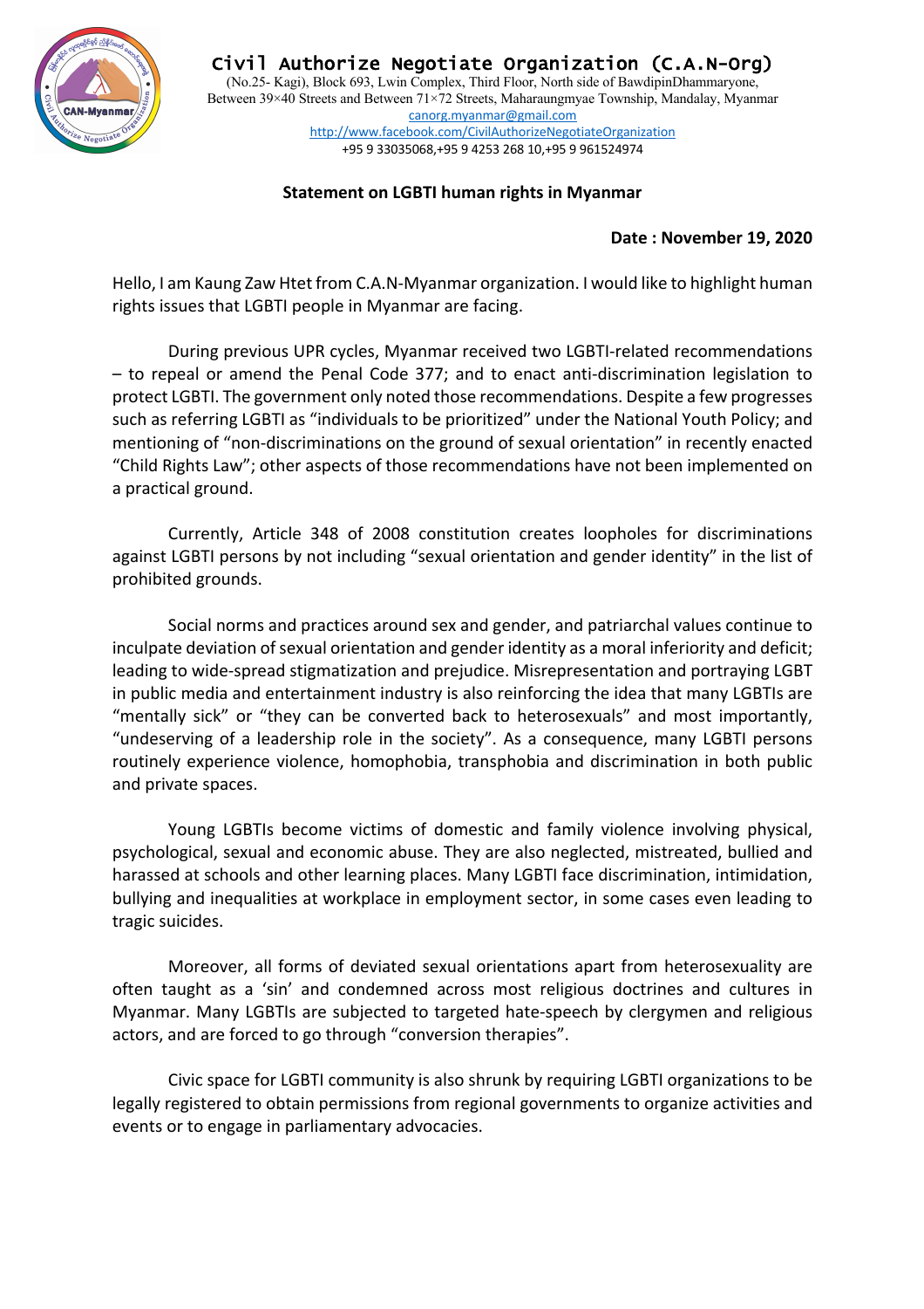# Civil Authorize Negotiate Organization (C.A.N-Org)

(No.25- Kagi), Block 693, Lwin Complex, Third Floor, North side of BawdipinDhammaryone,
Between 39×40 Streets and Between 71×72 Streets, Maharaungmyae Township, Mandalay, Myanmar
canorg.myanmar@gmail.com
http://www.facebook.com/CivilAuthorizeNegotiateOrganization
+95 9 33035068,+95 9 4253 268 10,+95 9 961524974

**Statement on LGBTI human rights in Myanmar**

**Date : November 19, 2020**

Hello, I am Kaung Zaw Htet from C.A.N-Myanmar organization. I would like to highlight human rights issues that LGBTI people in Myanmar are facing.

During previous UPR cycles, Myanmar received two LGBTI-related recommendations – to repeal or amend the Penal Code 377; and to enact anti-discrimination legislation to protect LGBTI. The government only noted those recommendations. Despite a few progresses such as referring LGBTI as "individuals to be prioritized" under the National Youth Policy; and mentioning of "non-discriminations on the ground of sexual orientation" in recently enacted "Child Rights Law"; other aspects of those recommendations have not been implemented on a practical ground.

Currently, Article 348 of 2008 constitution creates loopholes for discriminations against LGBTI persons by not including "sexual orientation and gender identity" in the list of prohibited grounds.

Social norms and practices around sex and gender, and patriarchal values continue to inculpate deviation of sexual orientation and gender identity as a moral inferiority and deficit; leading to wide-spread stigmatization and prejudice. Misrepresentation and portraying LGBT in public media and entertainment industry is also reinforcing the idea that many LGBTIs are "mentally sick" or "they can be converted back to heterosexuals" and most importantly, "undeserving of a leadership role in the society". As a consequence, many LGBTI persons routinely experience violence, homophobia, transphobia and discrimination in both public and private spaces.

Young LGBTIs become victims of domestic and family violence involving physical, psychological, sexual and economic abuse. They are also neglected, mistreated, bullied and harassed at schools and other learning places. Many LGBTI face discrimination, intimidation, bullying and inequalities at workplace in employment sector, in some cases even leading to tragic suicides.

Moreover, all forms of deviated sexual orientations apart from heterosexuality are often taught as a 'sin' and condemned across most religious doctrines and cultures in Myanmar. Many LGBTIs are subjected to targeted hate-speech by clergymen and religious actors, and are forced to go through "conversion therapies".

Civic space for LGBTI community is also shrunk by requiring LGBTI organizations to be legally registered to obtain permissions from regional governments to organize activities and events or to engage in parliamentary advocacies.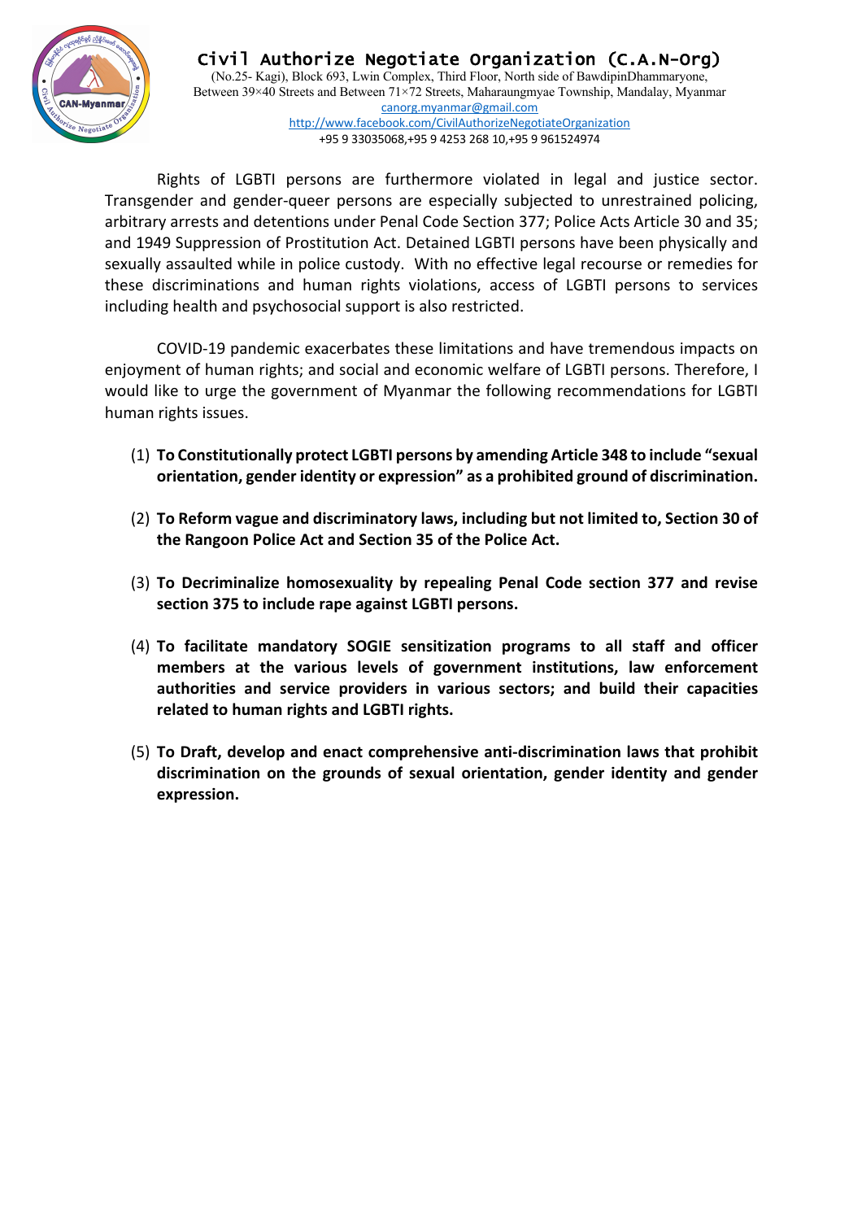Civil Authorize Negotiate Organization (C.A.N-Org)

(No.25- Kagi), Block 693, Lwin Complex, Third Floor, North side of BawdipinDhammaryone, Between 39×40 Streets and Between 71×72 Streets, Maharaungmyae Township, Mandalay, Myanmar

canorg.myanmar@gmail.com

http://www.facebook.com/CivilAuthorizeNegotiateOrganization

+95 9 33035068,+95 9 4253 268 10,+95 9 961524974

Rights of LGBTI persons are furthermore violated in legal and justice sector. Transgender and gender-queer persons are especially subjected to unrestrained policing, arbitrary arrests and detentions under Penal Code Section 377; Police Acts Article 30 and 35; and 1949 Suppression of Prostitution Act. Detained LGBTI persons have been physically and sexually assaulted while in police custody. With no effective legal recourse or remedies for these discriminations and human rights violations, access of LGBTI persons to services including health and psychosocial support is also restricted.

COVID-19 pandemic exacerbates these limitations and have tremendous impacts on enjoyment of human rights; and social and economic welfare of LGBTI persons. Therefore, I would like to urge the government of Myanmar the following recommendations for LGBTI human rights issues.

(1) **To Constitutionally protect LGBTI persons by amending Article 348 to include "sexual orientation, gender identity or expression" as a prohibited ground of discrimination.**

(2) **To Reform vague and discriminatory laws, including but not limited to, Section 30 of the Rangoon Police Act and Section 35 of the Police Act.**

(3) **To Decriminalize homosexuality by repealing Penal Code section 377 and revise section 375 to include rape against LGBTI persons.**

(4) **To facilitate mandatory SOGIE sensitization programs to all staff and officer members at the various levels of government institutions, law enforcement authorities and service providers in various sectors; and build their capacities related to human rights and LGBTI rights.**

(5) **To Draft, develop and enact comprehensive anti-discrimination laws that prohibit discrimination on the grounds of sexual orientation, gender identity and gender expression.**